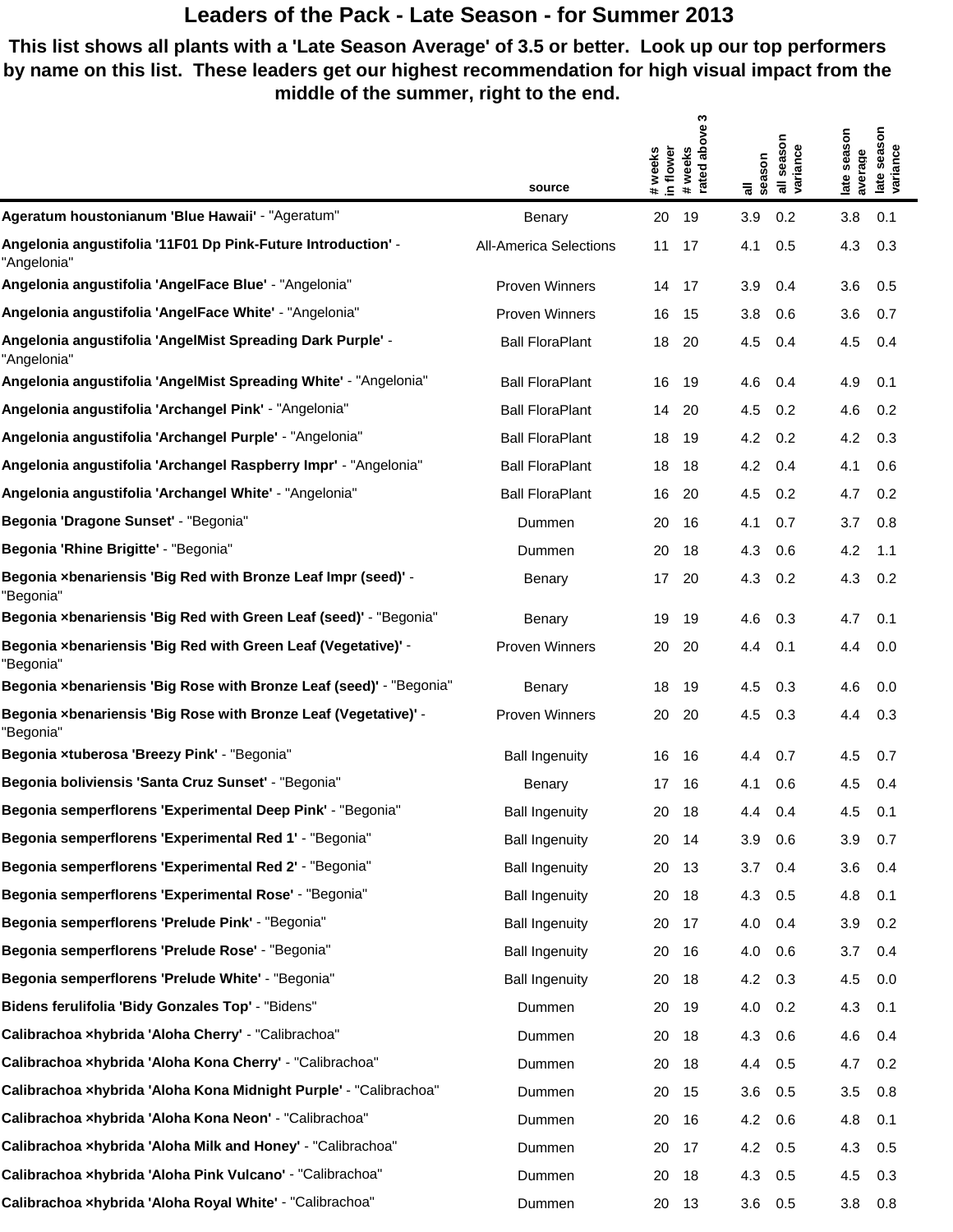# Leaders of the Pack - Late Season - for Summer 2013

**This list shows all plants with a 'Late Season Average' of 3.5 or better. Look up our top performers by name on this list. These leaders get our highest recommendation for high visual impact from the middle of the summer, right to the end.**

| | source | # weeks in flower | # weeks rated above 3 | all season | all season variance | late season average | late season variance |
|---|---|---|---|---|---|---|---|
| **Ageratum houstonianum 'Blue Hawaii'** - "Ageratum" | Benary | 20 | 19 | 3.9 | 0.2 | 3.8 | 0.1 |
| **Angelonia angustifolia '11F01 Dp Pink-Future Introduction'** - "Angelonia" | All-America Selections | 11 | 17 | 4.1 | 0.5 | 4.3 | 0.3 |
| **Angelonia angustifolia 'AngelFace Blue'** - "Angelonia" | Proven Winners | 14 | 17 | 3.9 | 0.4 | 3.6 | 0.5 |
| **Angelonia angustifolia 'AngelFace White'** - "Angelonia" | Proven Winners | 16 | 15 | 3.8 | 0.6 | 3.6 | 0.7 |
| **Angelonia angustifolia 'AngelMist Spreading Dark Purple'** - "Angelonia" | Ball FloraPlant | 18 | 20 | 4.5 | 0.4 | 4.5 | 0.4 |
| **Angelonia angustifolia 'AngelMist Spreading White'** - "Angelonia" | Ball FloraPlant | 16 | 19 | 4.6 | 0.4 | 4.9 | 0.1 |
| **Angelonia angustifolia 'Archangel Pink'** - "Angelonia" | Ball FloraPlant | 14 | 20 | 4.5 | 0.2 | 4.6 | 0.2 |
| **Angelonia angustifolia 'Archangel Purple'** - "Angelonia" | Ball FloraPlant | 18 | 19 | 4.2 | 0.2 | 4.2 | 0.3 |
| **Angelonia angustifolia 'Archangel Raspberry Impr'** - "Angelonia" | Ball FloraPlant | 18 | 18 | 4.2 | 0.4 | 4.1 | 0.6 |
| **Angelonia angustifolia 'Archangel White'** - "Angelonia" | Ball FloraPlant | 16 | 20 | 4.5 | 0.2 | 4.7 | 0.2 |
| **Begonia 'Dragone Sunset'** - "Begonia" | Dummen | 20 | 16 | 4.1 | 0.7 | 3.7 | 0.8 |
| **Begonia 'Rhine Brigitte'** - "Begonia" | Dummen | 20 | 18 | 4.3 | 0.6 | 4.2 | 1.1 |
| **Begonia ×benariensis 'Big Red with Bronze Leaf Impr (seed)'** - "Begonia" | Benary | 17 | 20 | 4.3 | 0.2 | 4.3 | 0.2 |
| **Begonia ×benariensis 'Big Red with Green Leaf (seed)'** - "Begonia" | Benary | 19 | 19 | 4.6 | 0.3 | 4.7 | 0.1 |
| **Begonia ×benariensis 'Big Red with Green Leaf (Vegetative)'** - "Begonia" | Proven Winners | 20 | 20 | 4.4 | 0.1 | 4.4 | 0.0 |
| **Begonia ×benariensis 'Big Rose with Bronze Leaf (seed)'** - "Begonia" | Benary | 18 | 19 | 4.5 | 0.3 | 4.6 | 0.0 |
| **Begonia ×benariensis 'Big Rose with Bronze Leaf (Vegetative)'** - "Begonia" | Proven Winners | 20 | 20 | 4.5 | 0.3 | 4.4 | 0.3 |
| **Begonia ×tuberosa 'Breezy Pink'** - "Begonia" | Ball Ingenuity | 16 | 16 | 4.4 | 0.7 | 4.5 | 0.7 |
| **Begonia boliviensis 'Santa Cruz Sunset'** - "Begonia" | Benary | 17 | 16 | 4.1 | 0.6 | 4.5 | 0.4 |
| **Begonia semperflorens 'Experimental Deep Pink'** - "Begonia" | Ball Ingenuity | 20 | 18 | 4.4 | 0.4 | 4.5 | 0.1 |
| **Begonia semperflorens 'Experimental Red 1'** - "Begonia" | Ball Ingenuity | 20 | 14 | 3.9 | 0.6 | 3.9 | 0.7 |
| **Begonia semperflorens 'Experimental Red 2'** - "Begonia" | Ball Ingenuity | 20 | 13 | 3.7 | 0.4 | 3.6 | 0.4 |
| **Begonia semperflorens 'Experimental Rose'** - "Begonia" | Ball Ingenuity | 20 | 18 | 4.3 | 0.5 | 4.8 | 0.1 |
| **Begonia semperflorens 'Prelude Pink'** - "Begonia" | Ball Ingenuity | 20 | 17 | 4.0 | 0.4 | 3.9 | 0.2 |
| **Begonia semperflorens 'Prelude Rose'** - "Begonia" | Ball Ingenuity | 20 | 16 | 4.0 | 0.6 | 3.7 | 0.4 |
| **Begonia semperflorens 'Prelude White'** - "Begonia" | Ball Ingenuity | 20 | 18 | 4.2 | 0.3 | 4.5 | 0.0 |
| **Bidens ferulifolia 'Bidy Gonzales Top'** - "Bidens" | Dummen | 20 | 19 | 4.0 | 0.2 | 4.3 | 0.1 |
| **Calibrachoa ×hybrida 'Aloha Cherry'** - "Calibrachoa" | Dummen | 20 | 18 | 4.3 | 0.6 | 4.6 | 0.4 |
| **Calibrachoa ×hybrida 'Aloha Kona Cherry'** - "Calibrachoa" | Dummen | 20 | 18 | 4.4 | 0.5 | 4.7 | 0.2 |
| **Calibrachoa ×hybrida 'Aloha Kona Midnight Purple'** - "Calibrachoa" | Dummen | 20 | 15 | 3.6 | 0.5 | 3.5 | 0.8 |
| **Calibrachoa ×hybrida 'Aloha Kona Neon'** - "Calibrachoa" | Dummen | 20 | 16 | 4.2 | 0.6 | 4.8 | 0.1 |
| **Calibrachoa ×hybrida 'Aloha Milk and Honey'** - "Calibrachoa" | Dummen | 20 | 17 | 4.2 | 0.5 | 4.3 | 0.5 |
| **Calibrachoa ×hybrida 'Aloha Pink Vulcano'** - "Calibrachoa" | Dummen | 20 | 18 | 4.3 | 0.5 | 4.5 | 0.3 |
| **Calibrachoa ×hybrida 'Aloha Royal White'** - "Calibrachoa" | Dummen | 20 | 13 | 3.6 | 0.5 | 3.8 | 0.8 |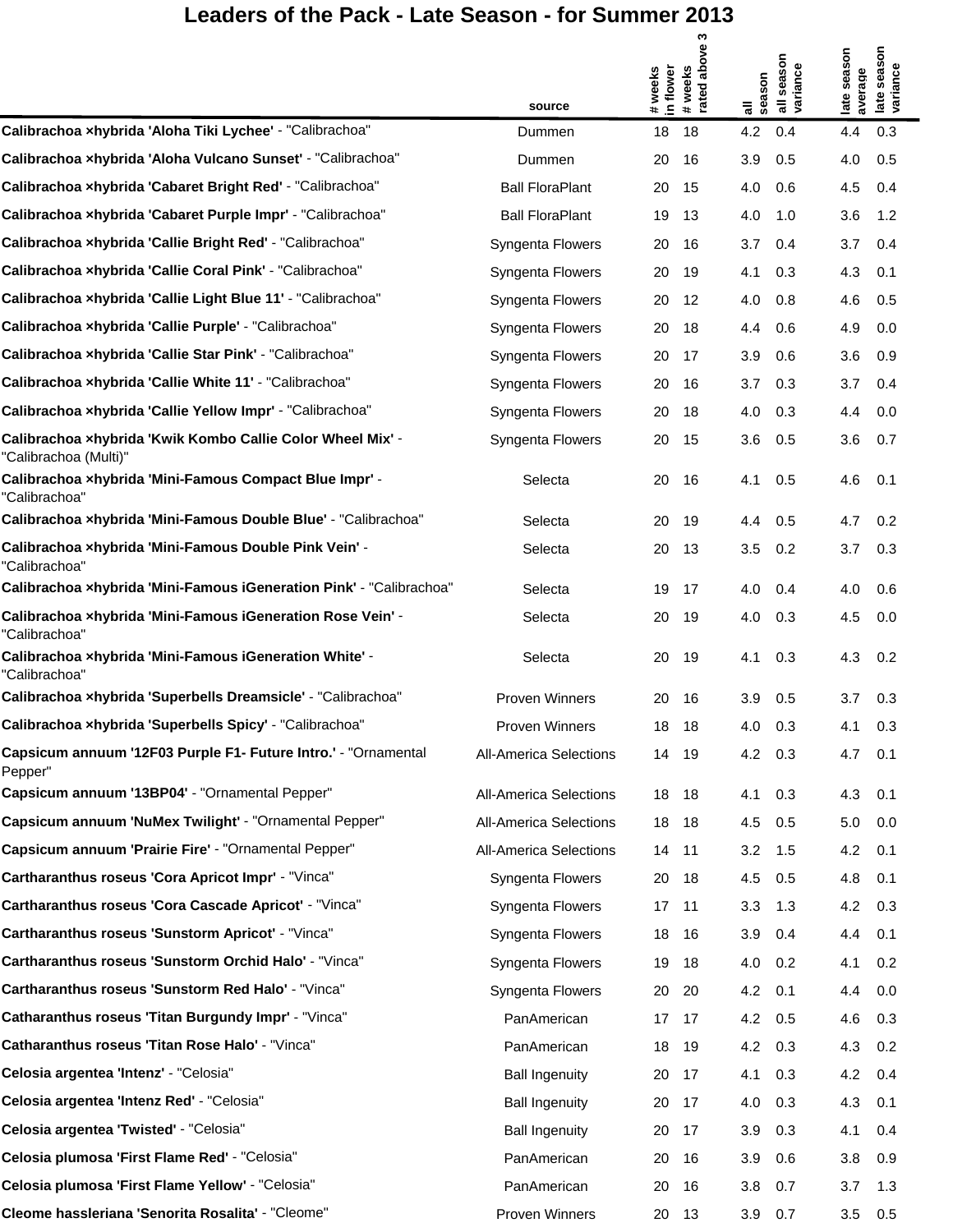# Leaders of the Pack - Late Season - for Summer 2013

| | source | # weeks in flower | # weeks rated above 3 | all season | all season variance | late season average | late season variance |
|---|---|---|---|---|---|---|---|
| **Calibrachoa ×hybrida 'Aloha Tiki Lychee'** - "Calibrachoa" | Dummen | 18 | 18 | 4.2 | 0.4 | 4.4 | 0.3 |
| **Calibrachoa ×hybrida 'Aloha Vulcano Sunset'** - "Calibrachoa" | Dummen | 20 | 16 | 3.9 | 0.5 | 4.0 | 0.5 |
| **Calibrachoa ×hybrida 'Cabaret Bright Red'** - "Calibrachoa" | Ball FloraPlant | 20 | 15 | 4.0 | 0.6 | 4.5 | 0.4 |
| **Calibrachoa ×hybrida 'Cabaret Purple Impr'** - "Calibrachoa" | Ball FloraPlant | 19 | 13 | 4.0 | 1.0 | 3.6 | 1.2 |
| **Calibrachoa ×hybrida 'Callie Bright Red'** - "Calibrachoa" | Syngenta Flowers | 20 | 16 | 3.7 | 0.4 | 3.7 | 0.4 |
| **Calibrachoa ×hybrida 'Callie Coral Pink'** - "Calibrachoa" | Syngenta Flowers | 20 | 19 | 4.1 | 0.3 | 4.3 | 0.1 |
| **Calibrachoa ×hybrida 'Callie Light Blue 11'** - "Calibrachoa" | Syngenta Flowers | 20 | 12 | 4.0 | 0.8 | 4.6 | 0.5 |
| **Calibrachoa ×hybrida 'Callie Purple'** - "Calibrachoa" | Syngenta Flowers | 20 | 18 | 4.4 | 0.6 | 4.9 | 0.0 |
| **Calibrachoa ×hybrida 'Callie Star Pink'** - "Calibrachoa" | Syngenta Flowers | 20 | 17 | 3.9 | 0.6 | 3.6 | 0.9 |
| **Calibrachoa ×hybrida 'Callie White 11'** - "Calibrachoa" | Syngenta Flowers | 20 | 16 | 3.7 | 0.3 | 3.7 | 0.4 |
| **Calibrachoa ×hybrida 'Callie Yellow Impr'** - "Calibrachoa" | Syngenta Flowers | 20 | 18 | 4.0 | 0.3 | 4.4 | 0.0 |
| **Calibrachoa ×hybrida 'Kwik Kombo Callie Color Wheel Mix'** - "Calibrachoa (Multi)" | Syngenta Flowers | 20 | 15 | 3.6 | 0.5 | 3.6 | 0.7 |
| **Calibrachoa ×hybrida 'Mini-Famous Compact Blue Impr'** - "Calibrachoa" | Selecta | 20 | 16 | 4.1 | 0.5 | 4.6 | 0.1 |
| **Calibrachoa ×hybrida 'Mini-Famous Double Blue'** - "Calibrachoa" | Selecta | 20 | 19 | 4.4 | 0.5 | 4.7 | 0.2 |
| **Calibrachoa ×hybrida 'Mini-Famous Double Pink Vein'** - "Calibrachoa" | Selecta | 20 | 13 | 3.5 | 0.2 | 3.7 | 0.3 |
| **Calibrachoa ×hybrida 'Mini-Famous iGeneration Pink'** - "Calibrachoa" | Selecta | 19 | 17 | 4.0 | 0.4 | 4.0 | 0.6 |
| **Calibrachoa ×hybrida 'Mini-Famous iGeneration Rose Vein'** - "Calibrachoa" | Selecta | 20 | 19 | 4.0 | 0.3 | 4.5 | 0.0 |
| **Calibrachoa ×hybrida 'Mini-Famous iGeneration White'** - "Calibrachoa" | Selecta | 20 | 19 | 4.1 | 0.3 | 4.3 | 0.2 |
| **Calibrachoa ×hybrida 'Superbells Dreamsicle'** - "Calibrachoa" | Proven Winners | 20 | 16 | 3.9 | 0.5 | 3.7 | 0.3 |
| **Calibrachoa ×hybrida 'Superbells Spicy'** - "Calibrachoa" | Proven Winners | 18 | 18 | 4.0 | 0.3 | 4.1 | 0.3 |
| **Capsicum annuum '12F03 Purple F1- Future Intro.'** - "Ornamental Pepper" | All-America Selections | 14 | 19 | 4.2 | 0.3 | 4.7 | 0.1 |
| **Capsicum annuum '13BP04'** - "Ornamental Pepper" | All-America Selections | 18 | 18 | 4.1 | 0.3 | 4.3 | 0.1 |
| **Capsicum annuum 'NuMex Twilight'** - "Ornamental Pepper" | All-America Selections | 18 | 18 | 4.5 | 0.5 | 5.0 | 0.0 |
| **Capsicum annuum 'Prairie Fire'** - "Ornamental Pepper" | All-America Selections | 14 | 11 | 3.2 | 1.5 | 4.2 | 0.1 |
| **Cartharanthus roseus 'Cora Apricot Impr'** - "Vinca" | Syngenta Flowers | 20 | 18 | 4.5 | 0.5 | 4.8 | 0.1 |
| **Cartharanthus roseus 'Cora Cascade Apricot'** - "Vinca" | Syngenta Flowers | 17 | 11 | 3.3 | 1.3 | 4.2 | 0.3 |
| **Cartharanthus roseus 'Sunstorm Apricot'** - "Vinca" | Syngenta Flowers | 18 | 16 | 3.9 | 0.4 | 4.4 | 0.1 |
| **Cartharanthus roseus 'Sunstorm Orchid Halo'** - "Vinca" | Syngenta Flowers | 19 | 18 | 4.0 | 0.2 | 4.1 | 0.2 |
| **Cartharanthus roseus 'Sunstorm Red Halo'** - "Vinca" | Syngenta Flowers | 20 | 20 | 4.2 | 0.1 | 4.4 | 0.0 |
| **Catharanthus roseus 'Titan Burgundy Impr'** - "Vinca" | PanAmerican | 17 | 17 | 4.2 | 0.5 | 4.6 | 0.3 |
| **Catharanthus roseus 'Titan Rose Halo'** - "Vinca" | PanAmerican | 18 | 19 | 4.2 | 0.3 | 4.3 | 0.2 |
| **Celosia argentea 'Intenz'** - "Celosia" | Ball Ingenuity | 20 | 17 | 4.1 | 0.3 | 4.2 | 0.4 |
| **Celosia argentea 'Intenz Red'** - "Celosia" | Ball Ingenuity | 20 | 17 | 4.0 | 0.3 | 4.3 | 0.1 |
| **Celosia argentea 'Twisted'** - "Celosia" | Ball Ingenuity | 20 | 17 | 3.9 | 0.3 | 4.1 | 0.4 |
| **Celosia plumosa 'First Flame Red'** - "Celosia" | PanAmerican | 20 | 16 | 3.9 | 0.6 | 3.8 | 0.9 |
| **Celosia plumosa 'First Flame Yellow'** - "Celosia" | PanAmerican | 20 | 16 | 3.8 | 0.7 | 3.7 | 1.3 |
| **Cleome hassleriana 'Senorita Rosalita'** - "Cleome" | Proven Winners | 20 | 13 | 3.9 | 0.7 | 3.5 | 0.5 |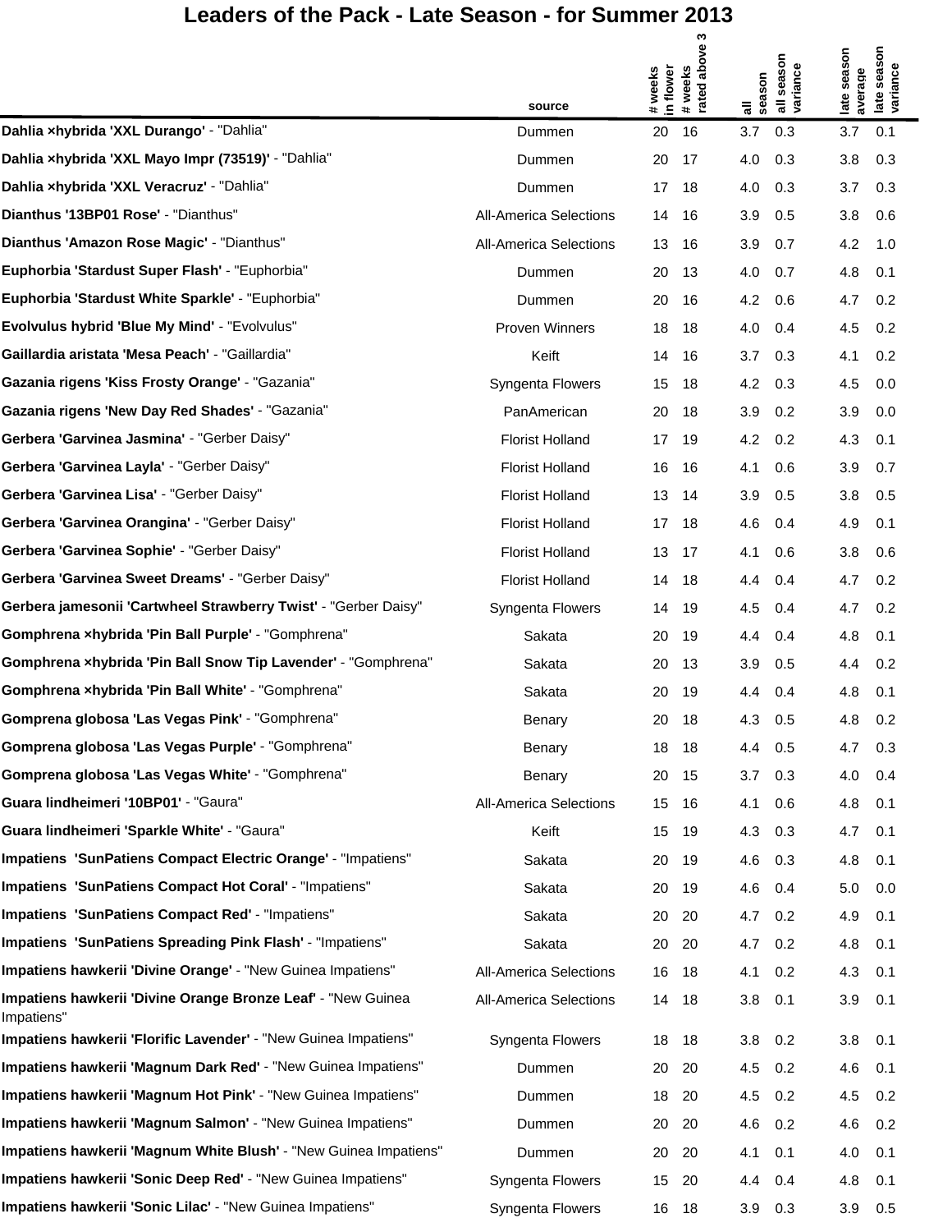# Leaders of the Pack - Late Season - for Summer 2013

| | source | # weeks in flower | # weeks rated above 3 | all season | all season variance | late season average | late season variance |
|---|---|---|---|---|---|---|---|
| **Dahlia ×hybrida 'XXL Durango'** - "Dahlia" | Dummen | 20 | 16 | 3.7 | 0.3 | 3.7 | 0.1 |
| **Dahlia ×hybrida 'XXL Mayo Impr (73519)'** - "Dahlia" | Dummen | 20 | 17 | 4.0 | 0.3 | 3.8 | 0.3 |
| **Dahlia ×hybrida 'XXL Veracruz'** - "Dahlia" | Dummen | 17 | 18 | 4.0 | 0.3 | 3.7 | 0.3 |
| **Dianthus '13BP01 Rose'** - "Dianthus" | All-America Selections | 14 | 16 | 3.9 | 0.5 | 3.8 | 0.6 |
| **Dianthus 'Amazon Rose Magic'** - "Dianthus" | All-America Selections | 13 | 16 | 3.9 | 0.7 | 4.2 | 1.0 |
| **Euphorbia 'Stardust Super Flash'** - "Euphorbia" | Dummen | 20 | 13 | 4.0 | 0.7 | 4.8 | 0.1 |
| **Euphorbia 'Stardust White Sparkle'** - "Euphorbia" | Dummen | 20 | 16 | 4.2 | 0.6 | 4.7 | 0.2 |
| **Evolvulus hybrid 'Blue My Mind'** - "Evolvulus" | Proven Winners | 18 | 18 | 4.0 | 0.4 | 4.5 | 0.2 |
| **Gaillardia aristata 'Mesa Peach'** - "Gaillardia" | Keift | 14 | 16 | 3.7 | 0.3 | 4.1 | 0.2 |
| **Gazania rigens 'Kiss Frosty Orange'** - "Gazania" | Syngenta Flowers | 15 | 18 | 4.2 | 0.3 | 4.5 | 0.0 |
| **Gazania rigens 'New Day Red Shades'** - "Gazania" | PanAmerican | 20 | 18 | 3.9 | 0.2 | 3.9 | 0.0 |
| **Gerbera 'Garvinea Jasmina'** - "Gerber Daisy" | Florist Holland | 17 | 19 | 4.2 | 0.2 | 4.3 | 0.1 |
| **Gerbera 'Garvinea Layla'** - "Gerber Daisy" | Florist Holland | 16 | 16 | 4.1 | 0.6 | 3.9 | 0.7 |
| **Gerbera 'Garvinea Lisa'** - "Gerber Daisy" | Florist Holland | 13 | 14 | 3.9 | 0.5 | 3.8 | 0.5 |
| **Gerbera 'Garvinea Orangina'** - "Gerber Daisy" | Florist Holland | 17 | 18 | 4.6 | 0.4 | 4.9 | 0.1 |
| **Gerbera 'Garvinea Sophie'** - "Gerber Daisy" | Florist Holland | 13 | 17 | 4.1 | 0.6 | 3.8 | 0.6 |
| **Gerbera 'Garvinea Sweet Dreams'** - "Gerber Daisy" | Florist Holland | 14 | 18 | 4.4 | 0.4 | 4.7 | 0.2 |
| **Gerbera jamesonii 'Cartwheel Strawberry Twist'** - "Gerber Daisy" | Syngenta Flowers | 14 | 19 | 4.5 | 0.4 | 4.7 | 0.2 |
| **Gomphrena ×hybrida 'Pin Ball Purple'** - "Gomphrena" | Sakata | 20 | 19 | 4.4 | 0.4 | 4.8 | 0.1 |
| **Gomphrena ×hybrida 'Pin Ball Snow Tip Lavender'** - "Gomphrena" | Sakata | 20 | 13 | 3.9 | 0.5 | 4.4 | 0.2 |
| **Gomphrena ×hybrida 'Pin Ball White'** - "Gomphrena" | Sakata | 20 | 19 | 4.4 | 0.4 | 4.8 | 0.1 |
| **Gomprena globosa 'Las Vegas Pink'** - "Gomphrena" | Benary | 20 | 18 | 4.3 | 0.5 | 4.8 | 0.2 |
| **Gomprena globosa 'Las Vegas Purple'** - "Gomphrena" | Benary | 18 | 18 | 4.4 | 0.5 | 4.7 | 0.3 |
| **Gomprena globosa 'Las Vegas White'** - "Gomphrena" | Benary | 20 | 15 | 3.7 | 0.3 | 4.0 | 0.4 |
| **Guara lindheimeri '10BP01'** - "Gaura" | All-America Selections | 15 | 16 | 4.1 | 0.6 | 4.8 | 0.1 |
| **Guara lindheimeri 'Sparkle White'** - "Gaura" | Keift | 15 | 19 | 4.3 | 0.3 | 4.7 | 0.1 |
| **Impatiens 'SunPatiens Compact Electric Orange'** - "Impatiens" | Sakata | 20 | 19 | 4.6 | 0.3 | 4.8 | 0.1 |
| **Impatiens 'SunPatiens Compact Hot Coral'** - "Impatiens" | Sakata | 20 | 19 | 4.6 | 0.4 | 5.0 | 0.0 |
| **Impatiens 'SunPatiens Compact Red'** - "Impatiens" | Sakata | 20 | 20 | 4.7 | 0.2 | 4.9 | 0.1 |
| **Impatiens 'SunPatiens Spreading Pink Flash'** - "Impatiens" | Sakata | 20 | 20 | 4.7 | 0.2 | 4.8 | 0.1 |
| **Impatiens hawkerii 'Divine Orange'** - "New Guinea Impatiens" | All-America Selections | 16 | 18 | 4.1 | 0.2 | 4.3 | 0.1 |
| **Impatiens hawkerii 'Divine Orange Bronze Leaf'** - "New Guinea Impatiens" | All-America Selections | 14 | 18 | 3.8 | 0.1 | 3.9 | 0.1 |
| **Impatiens hawkerii 'Florific Lavender'** - "New Guinea Impatiens" | Syngenta Flowers | 18 | 18 | 3.8 | 0.2 | 3.8 | 0.1 |
| **Impatiens hawkerii 'Magnum Dark Red'** - "New Guinea Impatiens" | Dummen | 20 | 20 | 4.5 | 0.2 | 4.6 | 0.1 |
| **Impatiens hawkerii 'Magnum Hot Pink'** - "New Guinea Impatiens" | Dummen | 18 | 20 | 4.5 | 0.2 | 4.5 | 0.2 |
| **Impatiens hawkerii 'Magnum Salmon'** - "New Guinea Impatiens" | Dummen | 20 | 20 | 4.6 | 0.2 | 4.6 | 0.2 |
| **Impatiens hawkerii 'Magnum White Blush'** - "New Guinea Impatiens" | Dummen | 20 | 20 | 4.1 | 0.1 | 4.0 | 0.1 |
| **Impatiens hawkerii 'Sonic Deep Red'** - "New Guinea Impatiens" | Syngenta Flowers | 15 | 20 | 4.4 | 0.4 | 4.8 | 0.1 |
| **Impatiens hawkerii 'Sonic Lilac'** - "New Guinea Impatiens" | Syngenta Flowers | 16 | 18 | 3.9 | 0.3 | 3.9 | 0.5 |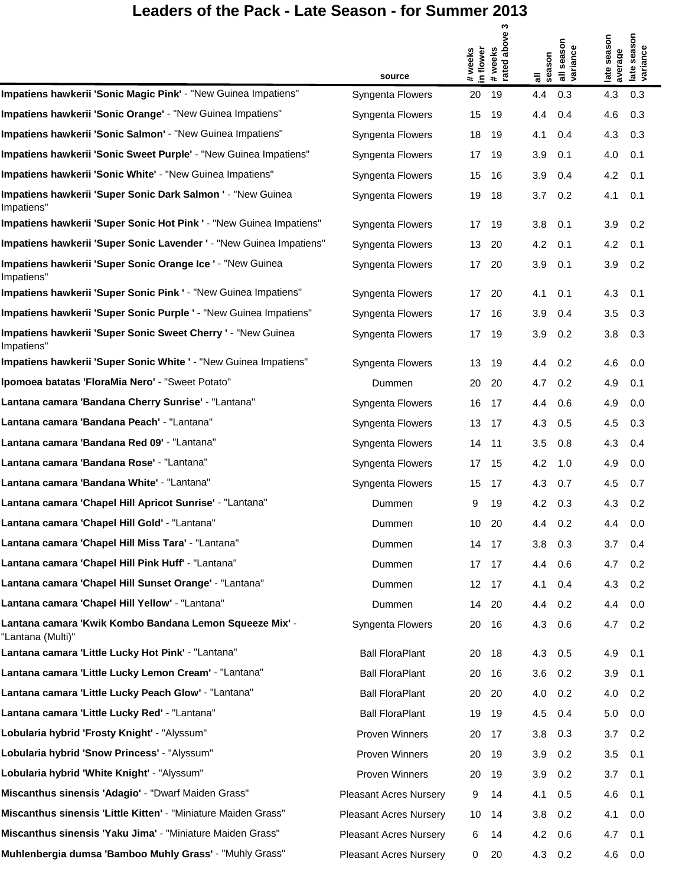# Leaders of the Pack - Late Season - for Summer 2013

| | source | # weeks in flower | # weeks rated above 3 | all season | all season variance | late season average | late season variance |
|---|---|---|---|---|---|---|---|
| **Impatiens hawkerii 'Sonic Magic Pink'** - "New Guinea Impatiens" | Syngenta Flowers | 20 | 19 | 4.4 | 0.3 | 4.3 | 0.3 |
| **Impatiens hawkerii 'Sonic Orange'** - "New Guinea Impatiens" | Syngenta Flowers | 15 | 19 | 4.4 | 0.4 | 4.6 | 0.3 |
| **Impatiens hawkerii 'Sonic Salmon'** - "New Guinea Impatiens" | Syngenta Flowers | 18 | 19 | 4.1 | 0.4 | 4.3 | 0.3 |
| **Impatiens hawkerii 'Sonic Sweet Purple'** - "New Guinea Impatiens" | Syngenta Flowers | 17 | 19 | 3.9 | 0.1 | 4.0 | 0.1 |
| **Impatiens hawkerii 'Sonic White'** - "New Guinea Impatiens" | Syngenta Flowers | 15 | 16 | 3.9 | 0.4 | 4.2 | 0.1 |
| **Impatiens hawkerii 'Super Sonic Dark Salmon '** - "New Guinea Impatiens" | Syngenta Flowers | 19 | 18 | 3.7 | 0.2 | 4.1 | 0.1 |
| **Impatiens hawkerii 'Super Sonic Hot Pink '** - "New Guinea Impatiens" | Syngenta Flowers | 17 | 19 | 3.8 | 0.1 | 3.9 | 0.2 |
| **Impatiens hawkerii 'Super Sonic Lavender '** - "New Guinea Impatiens" | Syngenta Flowers | 13 | 20 | 4.2 | 0.1 | 4.2 | 0.1 |
| **Impatiens hawkerii 'Super Sonic Orange Ice '** - "New Guinea Impatiens" | Syngenta Flowers | 17 | 20 | 3.9 | 0.1 | 3.9 | 0.2 |
| **Impatiens hawkerii 'Super Sonic Pink '** - "New Guinea Impatiens" | Syngenta Flowers | 17 | 20 | 4.1 | 0.1 | 4.3 | 0.1 |
| **Impatiens hawkerii 'Super Sonic Purple '** - "New Guinea Impatiens" | Syngenta Flowers | 17 | 16 | 3.9 | 0.4 | 3.5 | 0.3 |
| **Impatiens hawkerii 'Super Sonic Sweet Cherry '** - "New Guinea Impatiens" | Syngenta Flowers | 17 | 19 | 3.9 | 0.2 | 3.8 | 0.3 |
| **Impatiens hawkerii 'Super Sonic White '** - "New Guinea Impatiens" | Syngenta Flowers | 13 | 19 | 4.4 | 0.2 | 4.6 | 0.0 |
| **Ipomoea batatas 'FloraMia Nero'** - "Sweet Potato" | Dummen | 20 | 20 | 4.7 | 0.2 | 4.9 | 0.1 |
| **Lantana camara 'Bandana Cherry Sunrise'** - "Lantana" | Syngenta Flowers | 16 | 17 | 4.4 | 0.6 | 4.9 | 0.0 |
| **Lantana camara 'Bandana Peach'** - "Lantana" | Syngenta Flowers | 13 | 17 | 4.3 | 0.5 | 4.5 | 0.3 |
| **Lantana camara 'Bandana Red 09'** - "Lantana" | Syngenta Flowers | 14 | 11 | 3.5 | 0.8 | 4.3 | 0.4 |
| **Lantana camara 'Bandana Rose'** - "Lantana" | Syngenta Flowers | 17 | 15 | 4.2 | 1.0 | 4.9 | 0.0 |
| **Lantana camara 'Bandana White'** - "Lantana" | Syngenta Flowers | 15 | 17 | 4.3 | 0.7 | 4.5 | 0.7 |
| **Lantana camara 'Chapel Hill Apricot Sunrise'** - "Lantana" | Dummen | 9 | 19 | 4.2 | 0.3 | 4.3 | 0.2 |
| **Lantana camara 'Chapel Hill Gold'** - "Lantana" | Dummen | 10 | 20 | 4.4 | 0.2 | 4.4 | 0.0 |
| **Lantana camara 'Chapel Hill Miss Tara'** - "Lantana" | Dummen | 14 | 17 | 3.8 | 0.3 | 3.7 | 0.4 |
| **Lantana camara 'Chapel Hill Pink Huff'** - "Lantana" | Dummen | 17 | 17 | 4.4 | 0.6 | 4.7 | 0.2 |
| **Lantana camara 'Chapel Hill Sunset Orange'** - "Lantana" | Dummen | 12 | 17 | 4.1 | 0.4 | 4.3 | 0.2 |
| **Lantana camara 'Chapel Hill Yellow'** - "Lantana" | Dummen | 14 | 20 | 4.4 | 0.2 | 4.4 | 0.0 |
| **Lantana camara 'Kwik Kombo Bandana Lemon Squeeze Mix'** - "Lantana (Multi)" | Syngenta Flowers | 20 | 16 | 4.3 | 0.6 | 4.7 | 0.2 |
| **Lantana camara 'Little Lucky Hot Pink'** - "Lantana" | Ball FloraPlant | 20 | 18 | 4.3 | 0.5 | 4.9 | 0.1 |
| **Lantana camara 'Little Lucky Lemon Cream'** - "Lantana" | Ball FloraPlant | 20 | 16 | 3.6 | 0.2 | 3.9 | 0.1 |
| **Lantana camara 'Little Lucky Peach Glow'** - "Lantana" | Ball FloraPlant | 20 | 20 | 4.0 | 0.2 | 4.0 | 0.2 |
| **Lantana camara 'Little Lucky Red'** - "Lantana" | Ball FloraPlant | 19 | 19 | 4.5 | 0.4 | 5.0 | 0.0 |
| **Lobularia hybrid 'Frosty Knight'** - "Alyssum" | Proven Winners | 20 | 17 | 3.8 | 0.3 | 3.7 | 0.2 |
| **Lobularia hybrid 'Snow Princess'** - "Alyssum" | Proven Winners | 20 | 19 | 3.9 | 0.2 | 3.5 | 0.1 |
| **Lobularia hybrid 'White Knight'** - "Alyssum" | Proven Winners | 20 | 19 | 3.9 | 0.2 | 3.7 | 0.1 |
| **Miscanthus sinensis 'Adagio'** - "Dwarf Maiden Grass" | Pleasant Acres Nursery | 9 | 14 | 4.1 | 0.5 | 4.6 | 0.1 |
| **Miscanthus sinensis 'Little Kitten'** - "Miniature Maiden Grass" | Pleasant Acres Nursery | 10 | 14 | 3.8 | 0.2 | 4.1 | 0.0 |
| **Miscanthus sinensis 'Yaku Jima'** - "Miniature Maiden Grass" | Pleasant Acres Nursery | 6 | 14 | 4.2 | 0.6 | 4.7 | 0.1 |
| **Muhlenbergia dumsa 'Bamboo Muhly Grass'** - "Muhly Grass" | Pleasant Acres Nursery | 0 | 20 | 4.3 | 0.2 | 4.6 | 0.0 |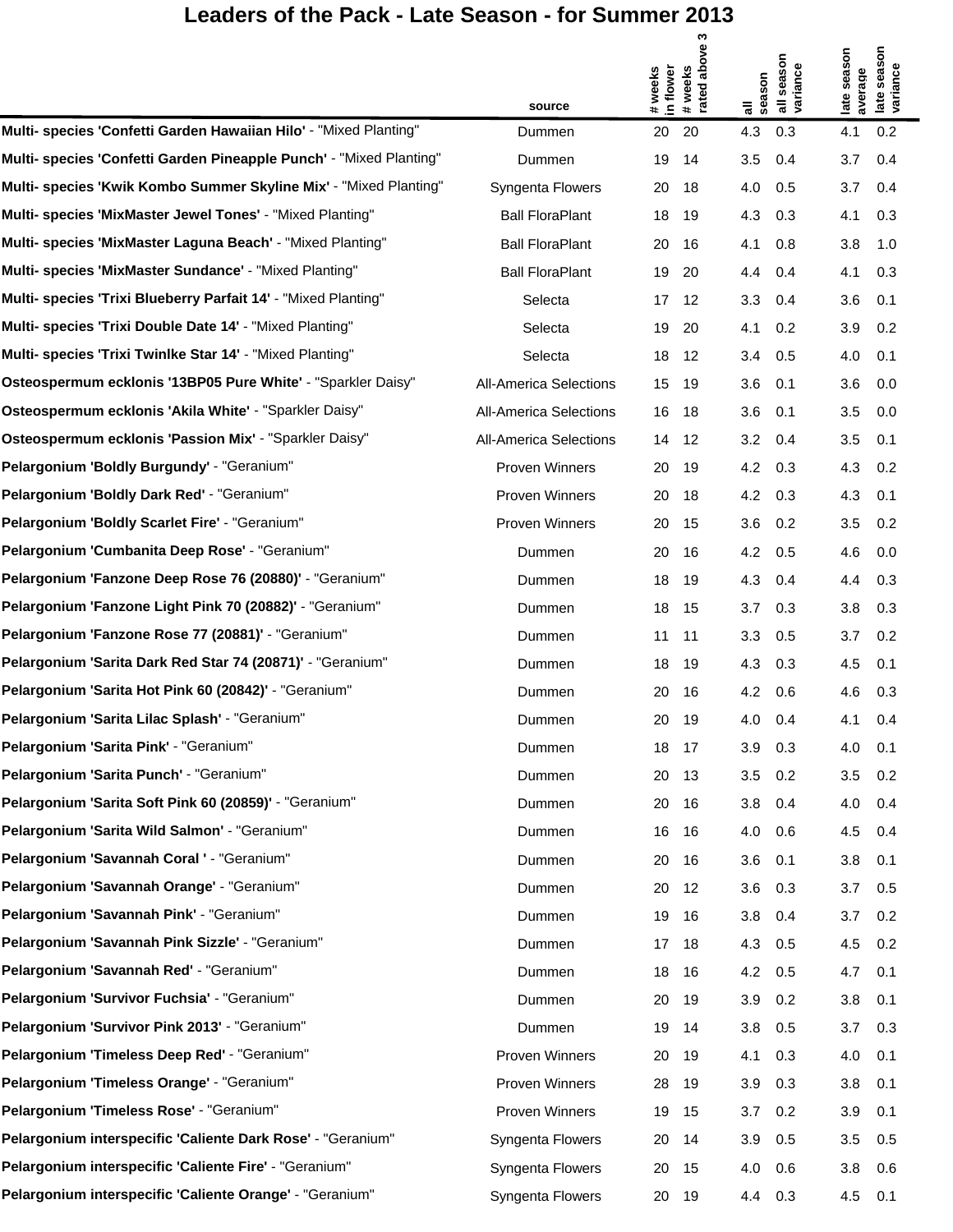# Leaders of the Pack - Late Season - for Summer 2013

| | source | # weeks in flower | # weeks rated above 3 | all season | all season variance | late season average | late season variance |
|---|---|---|---|---|---|---|---|
| **Multi- species 'Confetti Garden Hawaiian Hilo'** - "Mixed Planting" | Dummen | 20 | 20 | 4.3 | 0.3 | 4.1 | 0.2 |
| **Multi- species 'Confetti Garden Pineapple Punch'** - "Mixed Planting" | Dummen | 19 | 14 | 3.5 | 0.4 | 3.7 | 0.4 |
| **Multi- species 'Kwik Kombo Summer Skyline Mix'** - "Mixed Planting" | Syngenta Flowers | 20 | 18 | 4.0 | 0.5 | 3.7 | 0.4 |
| **Multi- species 'MixMaster Jewel Tones'** - "Mixed Planting" | Ball FloraPlant | 18 | 19 | 4.3 | 0.3 | 4.1 | 0.3 |
| **Multi- species 'MixMaster Laguna Beach'** - "Mixed Planting" | Ball FloraPlant | 20 | 16 | 4.1 | 0.8 | 3.8 | 1.0 |
| **Multi- species 'MixMaster Sundance'** - "Mixed Planting" | Ball FloraPlant | 19 | 20 | 4.4 | 0.4 | 4.1 | 0.3 |
| **Multi- species 'Trixi Blueberry Parfait 14'** - "Mixed Planting" | Selecta | 17 | 12 | 3.3 | 0.4 | 3.6 | 0.1 |
| **Multi- species 'Trixi Double Date 14'** - "Mixed Planting" | Selecta | 19 | 20 | 4.1 | 0.2 | 3.9 | 0.2 |
| **Multi- species 'Trixi Twinlke Star 14'** - "Mixed Planting" | Selecta | 18 | 12 | 3.4 | 0.5 | 4.0 | 0.1 |
| **Osteospermum ecklonis '13BP05 Pure White'** - "Sparkler Daisy" | All-America Selections | 15 | 19 | 3.6 | 0.1 | 3.6 | 0.0 |
| **Osteospermum ecklonis 'Akila White'** - "Sparkler Daisy" | All-America Selections | 16 | 18 | 3.6 | 0.1 | 3.5 | 0.0 |
| **Osteospermum ecklonis 'Passion Mix'** - "Sparkler Daisy" | All-America Selections | 14 | 12 | 3.2 | 0.4 | 3.5 | 0.1 |
| **Pelargonium 'Boldly Burgundy'** - "Geranium" | Proven Winners | 20 | 19 | 4.2 | 0.3 | 4.3 | 0.2 |
| **Pelargonium 'Boldly Dark Red'** - "Geranium" | Proven Winners | 20 | 18 | 4.2 | 0.3 | 4.3 | 0.1 |
| **Pelargonium 'Boldly Scarlet Fire'** - "Geranium" | Proven Winners | 20 | 15 | 3.6 | 0.2 | 3.5 | 0.2 |
| **Pelargonium 'Cumbanita Deep Rose'** - "Geranium" | Dummen | 20 | 16 | 4.2 | 0.5 | 4.6 | 0.0 |
| **Pelargonium 'Fanzone Deep Rose 76 (20880)'** - "Geranium" | Dummen | 18 | 19 | 4.3 | 0.4 | 4.4 | 0.3 |
| **Pelargonium 'Fanzone Light Pink 70 (20882)'** - "Geranium" | Dummen | 18 | 15 | 3.7 | 0.3 | 3.8 | 0.3 |
| **Pelargonium 'Fanzone Rose 77 (20881)'** - "Geranium" | Dummen | 11 | 11 | 3.3 | 0.5 | 3.7 | 0.2 |
| **Pelargonium 'Sarita Dark Red Star 74 (20871)'** - "Geranium" | Dummen | 18 | 19 | 4.3 | 0.3 | 4.5 | 0.1 |
| **Pelargonium 'Sarita Hot Pink 60 (20842)'** - "Geranium" | Dummen | 20 | 16 | 4.2 | 0.6 | 4.6 | 0.3 |
| **Pelargonium 'Sarita Lilac Splash'** - "Geranium" | Dummen | 20 | 19 | 4.0 | 0.4 | 4.1 | 0.4 |
| **Pelargonium 'Sarita Pink'** - "Geranium" | Dummen | 18 | 17 | 3.9 | 0.3 | 4.0 | 0.1 |
| **Pelargonium 'Sarita Punch'** - "Geranium" | Dummen | 20 | 13 | 3.5 | 0.2 | 3.5 | 0.2 |
| **Pelargonium 'Sarita Soft Pink 60 (20859)'** - "Geranium" | Dummen | 20 | 16 | 3.8 | 0.4 | 4.0 | 0.4 |
| **Pelargonium 'Sarita Wild Salmon'** - "Geranium" | Dummen | 16 | 16 | 4.0 | 0.6 | 4.5 | 0.4 |
| **Pelargonium 'Savannah Coral '** - "Geranium" | Dummen | 20 | 16 | 3.6 | 0.1 | 3.8 | 0.1 |
| **Pelargonium 'Savannah Orange'** - "Geranium" | Dummen | 20 | 12 | 3.6 | 0.3 | 3.7 | 0.5 |
| **Pelargonium 'Savannah Pink'** - "Geranium" | Dummen | 19 | 16 | 3.8 | 0.4 | 3.7 | 0.2 |
| **Pelargonium 'Savannah Pink Sizzle'** - "Geranium" | Dummen | 17 | 18 | 4.3 | 0.5 | 4.5 | 0.2 |
| **Pelargonium 'Savannah Red'** - "Geranium" | Dummen | 18 | 16 | 4.2 | 0.5 | 4.7 | 0.1 |
| **Pelargonium 'Survivor Fuchsia'** - "Geranium" | Dummen | 20 | 19 | 3.9 | 0.2 | 3.8 | 0.1 |
| **Pelargonium 'Survivor Pink 2013'** - "Geranium" | Dummen | 19 | 14 | 3.8 | 0.5 | 3.7 | 0.3 |
| **Pelargonium 'Timeless Deep Red'** - "Geranium" | Proven Winners | 20 | 19 | 4.1 | 0.3 | 4.0 | 0.1 |
| **Pelargonium 'Timeless Orange'** - "Geranium" | Proven Winners | 28 | 19 | 3.9 | 0.3 | 3.8 | 0.1 |
| **Pelargonium 'Timeless Rose'** - "Geranium" | Proven Winners | 19 | 15 | 3.7 | 0.2 | 3.9 | 0.1 |
| **Pelargonium interspecific 'Caliente Dark Rose'** - "Geranium" | Syngenta Flowers | 20 | 14 | 3.9 | 0.5 | 3.5 | 0.5 |
| **Pelargonium interspecific 'Caliente Fire'** - "Geranium" | Syngenta Flowers | 20 | 15 | 4.0 | 0.6 | 3.8 | 0.6 |
| **Pelargonium interspecific 'Caliente Orange'** - "Geranium" | Syngenta Flowers | 20 | 19 | 4.4 | 0.3 | 4.5 | 0.1 |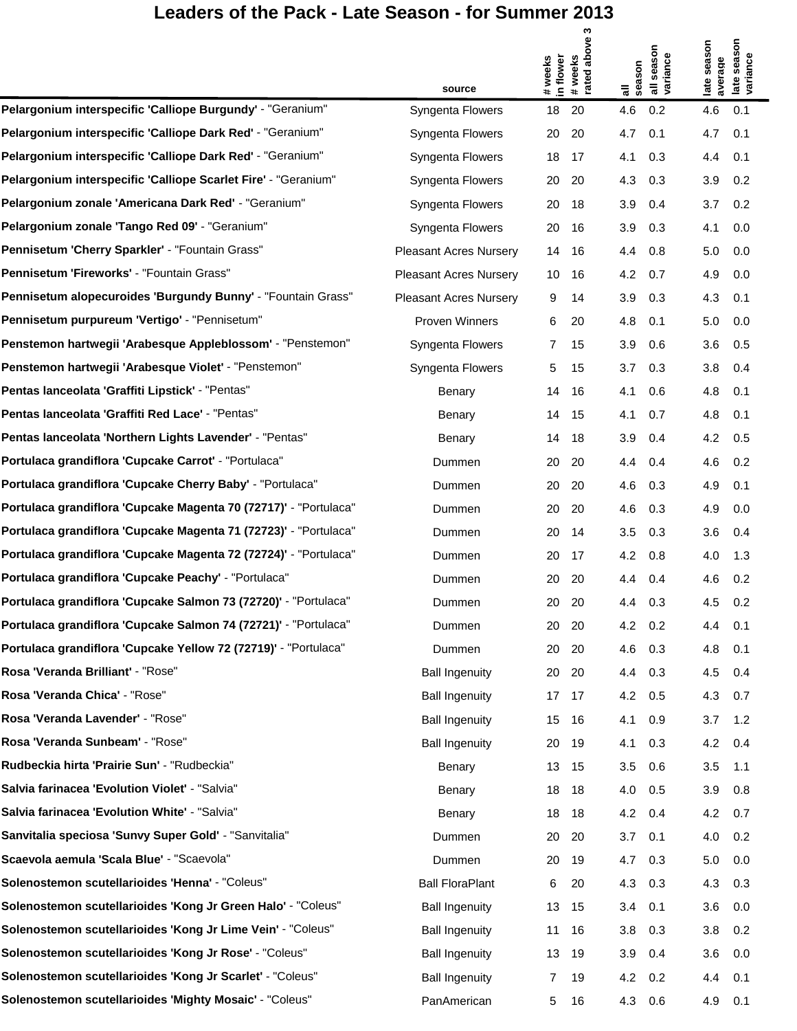# Leaders of the Pack - Late Season - for Summer 2013

| | source | # weeks in flower | # weeks rated above 3 | all season | all season variance | late season average | late season variance |
|---|---|---|---|---|---|---|---|
| **Pelargonium interspecific 'Calliope Burgundy'** - "Geranium" | Syngenta Flowers | 18 | 20 | 4.6 | 0.2 | 4.6 | 0.1 |
| **Pelargonium interspecific 'Calliope Dark Red'** - "Geranium" | Syngenta Flowers | 20 | 20 | 4.7 | 0.1 | 4.7 | 0.1 |
| **Pelargonium interspecific 'Calliope Dark Red'** - "Geranium" | Syngenta Flowers | 18 | 17 | 4.1 | 0.3 | 4.4 | 0.1 |
| **Pelargonium interspecific 'Calliope Scarlet Fire'** - "Geranium" | Syngenta Flowers | 20 | 20 | 4.3 | 0.3 | 3.9 | 0.2 |
| **Pelargonium zonale 'Americana Dark Red'** - "Geranium" | Syngenta Flowers | 20 | 18 | 3.9 | 0.4 | 3.7 | 0.2 |
| **Pelargonium zonale 'Tango Red 09'** - "Geranium" | Syngenta Flowers | 20 | 16 | 3.9 | 0.3 | 4.1 | 0.0 |
| **Pennisetum 'Cherry Sparkler'** - "Fountain Grass" | Pleasant Acres Nursery | 14 | 16 | 4.4 | 0.8 | 5.0 | 0.0 |
| **Pennisetum 'Fireworks'** - "Fountain Grass" | Pleasant Acres Nursery | 10 | 16 | 4.2 | 0.7 | 4.9 | 0.0 |
| **Pennisetum alopecuroides 'Burgundy Bunny'** - "Fountain Grass" | Pleasant Acres Nursery | 9 | 14 | 3.9 | 0.3 | 4.3 | 0.1 |
| **Pennisetum purpureum 'Vertigo'** - "Pennisetum" | Proven Winners | 6 | 20 | 4.8 | 0.1 | 5.0 | 0.0 |
| **Penstemon hartwegii 'Arabesque Appleblossom'** - "Penstemon" | Syngenta Flowers | 7 | 15 | 3.9 | 0.6 | 3.6 | 0.5 |
| **Penstemon hartwegii 'Arabesque Violet'** - "Penstemon" | Syngenta Flowers | 5 | 15 | 3.7 | 0.3 | 3.8 | 0.4 |
| **Pentas lanceolata 'Graffiti Lipstick'** - "Pentas" | Benary | 14 | 16 | 4.1 | 0.6 | 4.8 | 0.1 |
| **Pentas lanceolata 'Graffiti Red Lace'** - "Pentas" | Benary | 14 | 15 | 4.1 | 0.7 | 4.8 | 0.1 |
| **Pentas lanceolata 'Northern Lights Lavender'** - "Pentas" | Benary | 14 | 18 | 3.9 | 0.4 | 4.2 | 0.5 |
| **Portulaca grandiflora 'Cupcake Carrot'** - "Portulaca" | Dummen | 20 | 20 | 4.4 | 0.4 | 4.6 | 0.2 |
| **Portulaca grandiflora 'Cupcake Cherry Baby'** - "Portulaca" | Dummen | 20 | 20 | 4.6 | 0.3 | 4.9 | 0.1 |
| **Portulaca grandiflora 'Cupcake Magenta 70 (72717)'** - "Portulaca" | Dummen | 20 | 20 | 4.6 | 0.3 | 4.9 | 0.0 |
| **Portulaca grandiflora 'Cupcake Magenta 71 (72723)'** - "Portulaca" | Dummen | 20 | 14 | 3.5 | 0.3 | 3.6 | 0.4 |
| **Portulaca grandiflora 'Cupcake Magenta 72 (72724)'** - "Portulaca" | Dummen | 20 | 17 | 4.2 | 0.8 | 4.0 | 1.3 |
| **Portulaca grandiflora 'Cupcake Peachy'** - "Portulaca" | Dummen | 20 | 20 | 4.4 | 0.4 | 4.6 | 0.2 |
| **Portulaca grandiflora 'Cupcake Salmon 73 (72720)'** - "Portulaca" | Dummen | 20 | 20 | 4.4 | 0.3 | 4.5 | 0.2 |
| **Portulaca grandiflora 'Cupcake Salmon 74 (72721)'** - "Portulaca" | Dummen | 20 | 20 | 4.2 | 0.2 | 4.4 | 0.1 |
| **Portulaca grandiflora 'Cupcake Yellow 72 (72719)'** - "Portulaca" | Dummen | 20 | 20 | 4.6 | 0.3 | 4.8 | 0.1 |
| **Rosa 'Veranda Brilliant'** - "Rose" | Ball Ingenuity | 20 | 20 | 4.4 | 0.3 | 4.5 | 0.4 |
| **Rosa 'Veranda Chica'** - "Rose" | Ball Ingenuity | 17 | 17 | 4.2 | 0.5 | 4.3 | 0.7 |
| **Rosa 'Veranda Lavender'** - "Rose" | Ball Ingenuity | 15 | 16 | 4.1 | 0.9 | 3.7 | 1.2 |
| **Rosa 'Veranda Sunbeam'** - "Rose" | Ball Ingenuity | 20 | 19 | 4.1 | 0.3 | 4.2 | 0.4 |
| **Rudbeckia hirta 'Prairie Sun'** - "Rudbeckia" | Benary | 13 | 15 | 3.5 | 0.6 | 3.5 | 1.1 |
| **Salvia farinacea 'Evolution Violet'** - "Salvia" | Benary | 18 | 18 | 4.0 | 0.5 | 3.9 | 0.8 |
| **Salvia farinacea 'Evolution White'** - "Salvia" | Benary | 18 | 18 | 4.2 | 0.4 | 4.2 | 0.7 |
| **Sanvitalia speciosa 'Sunvy Super Gold'** - "Sanvitalia" | Dummen | 20 | 20 | 3.7 | 0.1 | 4.0 | 0.2 |
| **Scaevola aemula 'Scala Blue'** - "Scaevola" | Dummen | 20 | 19 | 4.7 | 0.3 | 5.0 | 0.0 |
| **Solenostemon scutellarioides 'Henna'** - "Coleus" | Ball FloraPlant | 6 | 20 | 4.3 | 0.3 | 4.3 | 0.3 |
| **Solenostemon scutellarioides 'Kong Jr Green Halo'** - "Coleus" | Ball Ingenuity | 13 | 15 | 3.4 | 0.1 | 3.6 | 0.0 |
| **Solenostemon scutellarioides 'Kong Jr Lime Vein'** - "Coleus" | Ball Ingenuity | 11 | 16 | 3.8 | 0.3 | 3.8 | 0.2 |
| **Solenostemon scutellarioides 'Kong Jr Rose'** - "Coleus" | Ball Ingenuity | 13 | 19 | 3.9 | 0.4 | 3.6 | 0.0 |
| **Solenostemon scutellarioides 'Kong Jr Scarlet'** - "Coleus" | Ball Ingenuity | 7 | 19 | 4.2 | 0.2 | 4.4 | 0.1 |
| **Solenostemon scutellarioides 'Mighty Mosaic'** - "Coleus" | PanAmerican | 5 | 16 | 4.3 | 0.6 | 4.9 | 0.1 |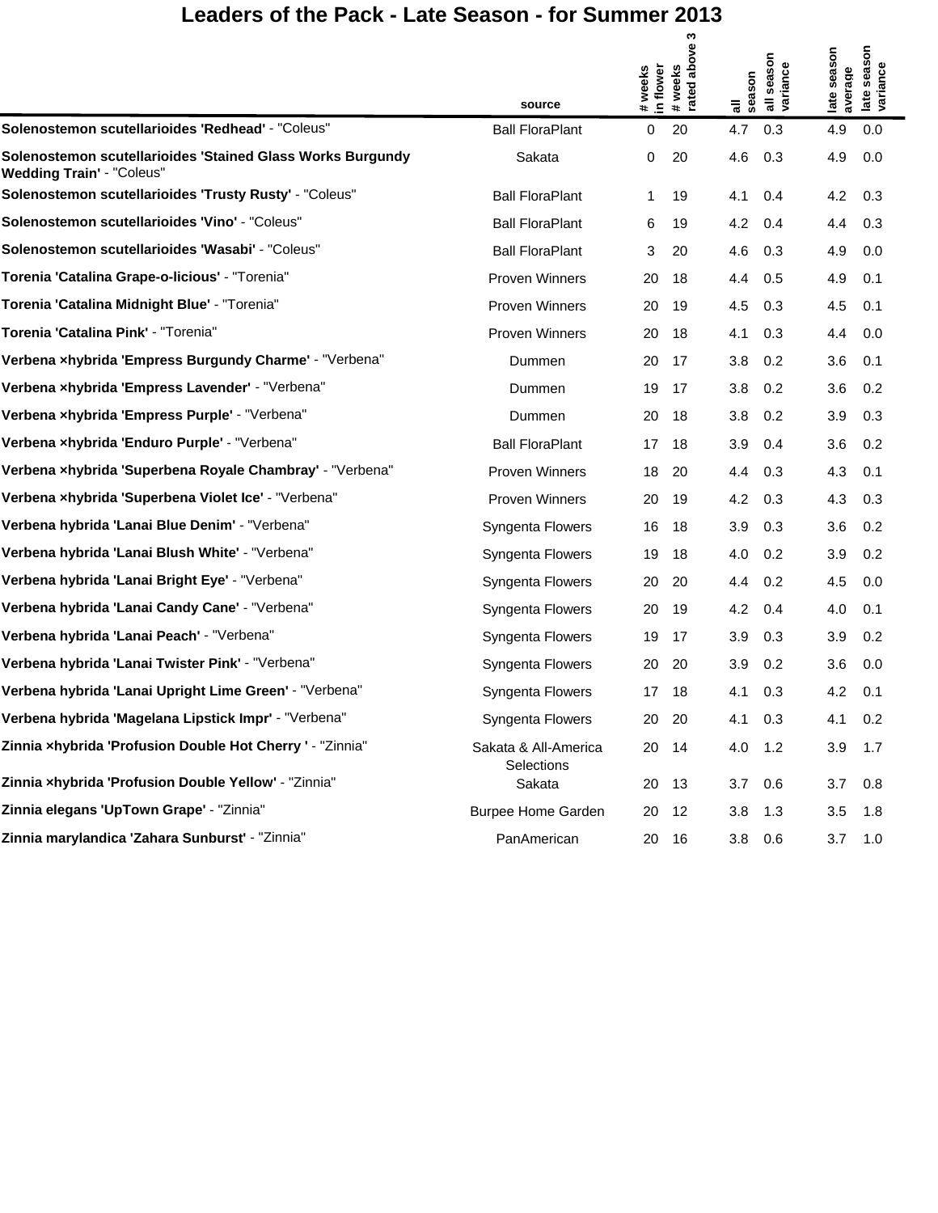# Leaders of the Pack - Late Season - for Summer 2013

| | source | # weeks in flower | # weeks rated above 3 | all season | all season variance | late season average | late season variance |
|---|---|---|---|---|---|---|---|
| **Solenostemon scutellarioides 'Redhead'** - "Coleus" | Ball FloraPlant | 0 | 20 | 4.7 | 0.3 | 4.9 | 0.0 |
| **Solenostemon scutellarioides 'Stained Glass Works Burgundy Wedding Train'** - "Coleus" | Sakata | 0 | 20 | 4.6 | 0.3 | 4.9 | 0.0 |
| **Solenostemon scutellarioides 'Trusty Rusty'** - "Coleus" | Ball FloraPlant | 1 | 19 | 4.1 | 0.4 | 4.2 | 0.3 |
| **Solenostemon scutellarioides 'Vino'** - "Coleus" | Ball FloraPlant | 6 | 19 | 4.2 | 0.4 | 4.4 | 0.3 |
| **Solenostemon scutellarioides 'Wasabi'** - "Coleus" | Ball FloraPlant | 3 | 20 | 4.6 | 0.3 | 4.9 | 0.0 |
| **Torenia 'Catalina Grape-o-licious'** - "Torenia" | Proven Winners | 20 | 18 | 4.4 | 0.5 | 4.9 | 0.1 |
| **Torenia 'Catalina Midnight Blue'** - "Torenia" | Proven Winners | 20 | 19 | 4.5 | 0.3 | 4.5 | 0.1 |
| **Torenia 'Catalina Pink'** - "Torenia" | Proven Winners | 20 | 18 | 4.1 | 0.3 | 4.4 | 0.0 |
| **Verbena ×hybrida 'Empress Burgundy Charme'** - "Verbena" | Dummen | 20 | 17 | 3.8 | 0.2 | 3.6 | 0.1 |
| **Verbena ×hybrida 'Empress Lavender'** - "Verbena" | Dummen | 19 | 17 | 3.8 | 0.2 | 3.6 | 0.2 |
| **Verbena ×hybrida 'Empress Purple'** - "Verbena" | Dummen | 20 | 18 | 3.8 | 0.2 | 3.9 | 0.3 |
| **Verbena ×hybrida 'Enduro Purple'** - "Verbena" | Ball FloraPlant | 17 | 18 | 3.9 | 0.4 | 3.6 | 0.2 |
| **Verbena ×hybrida 'Superbena Royale Chambray'** - "Verbena" | Proven Winners | 18 | 20 | 4.4 | 0.3 | 4.3 | 0.1 |
| **Verbena ×hybrida 'Superbena Violet Ice'** - "Verbena" | Proven Winners | 20 | 19 | 4.2 | 0.3 | 4.3 | 0.3 |
| **Verbena hybrida 'Lanai Blue Denim'** - "Verbena" | Syngenta Flowers | 16 | 18 | 3.9 | 0.3 | 3.6 | 0.2 |
| **Verbena hybrida 'Lanai Blush White'** - "Verbena" | Syngenta Flowers | 19 | 18 | 4.0 | 0.2 | 3.9 | 0.2 |
| **Verbena hybrida 'Lanai Bright Eye'** - "Verbena" | Syngenta Flowers | 20 | 20 | 4.4 | 0.2 | 4.5 | 0.0 |
| **Verbena hybrida 'Lanai Candy Cane'** - "Verbena" | Syngenta Flowers | 20 | 19 | 4.2 | 0.4 | 4.0 | 0.1 |
| **Verbena hybrida 'Lanai Peach'** - "Verbena" | Syngenta Flowers | 19 | 17 | 3.9 | 0.3 | 3.9 | 0.2 |
| **Verbena hybrida 'Lanai Twister Pink'** - "Verbena" | Syngenta Flowers | 20 | 20 | 3.9 | 0.2 | 3.6 | 0.0 |
| **Verbena hybrida 'Lanai Upright Lime Green'** - "Verbena" | Syngenta Flowers | 17 | 18 | 4.1 | 0.3 | 4.2 | 0.1 |
| **Verbena hybrida 'Magelana Lipstick Impr'** - "Verbena" | Syngenta Flowers | 20 | 20 | 4.1 | 0.3 | 4.1 | 0.2 |
| **Zinnia ×hybrida 'Profusion Double Hot Cherry '** - "Zinnia" | Sakata & All-America Selections | 20 | 14 | 4.0 | 1.2 | 3.9 | 1.7 |
| **Zinnia ×hybrida 'Profusion Double Yellow'** - "Zinnia" | Sakata | 20 | 13 | 3.7 | 0.6 | 3.7 | 0.8 |
| **Zinnia elegans 'UpTown Grape'** - "Zinnia" | Burpee Home Garden | 20 | 12 | 3.8 | 1.3 | 3.5 | 1.8 |
| **Zinnia marylandica 'Zahara Sunburst'** - "Zinnia" | PanAmerican | 20 | 16 | 3.8 | 0.6 | 3.7 | 1.0 |